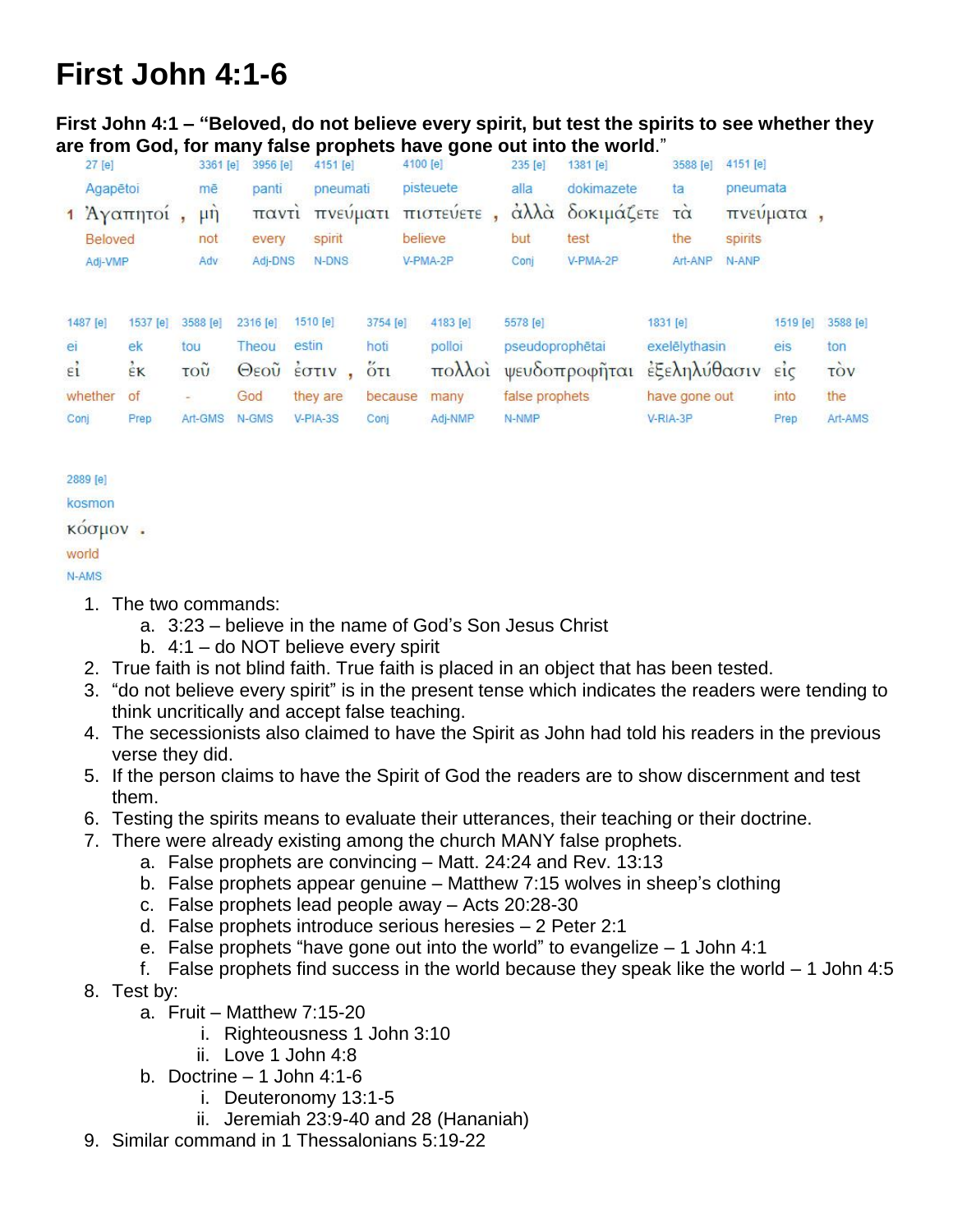# First John 4:1-6

**First John 4:1 – "Beloved, do not believe every spirit, but test the spirits to see whether they are from God, for many false prophets have gone out into the world."**

| 27 [e] | 3361 [e] | 3956 [e] | 4151 [e] | 4100 [e] | 235 [e] | 1381 [e] | 3588 [e] | 4151 [e] |
|---|---|---|---|---|---|---|---|---|
| Agapētoi | mē | panti | pneumati | pisteuete | alla | dokimazete | ta | pneumata |
| 1 Ἀγαπητοί , | μὴ | παντὶ | πνεύματι | πιστεύετε , | ἀλλὰ | δοκιμάζετε | τὰ | πνεύματα , |
| Beloved | not | every | spirit | believe | but | test | the | spirits |
| Adj-VMP | Adv | Adj-DNS | N-DNS | V-PMA-2P | Conj | V-PMA-2P | Art-ANP | N-ANP |

| 1487 [e] | 1537 [e] | 3588 [e] | 2316 [e] | 1510 [e] | 3754 [e] | 4183 [e] | 5578 [e] | 1831 [e] | 1519 [e] | 3588 [e] |
|---|---|---|---|---|---|---|---|---|---|---|
| ei | ek | tou | Theou | estin | hoti | polloi | pseudoprophētai | exelēlythasin | eis | ton |
| εἰ | ἐκ | τοῦ | Θεοῦ | ἐστιν , | ὅτι | πολλοὶ | ψευδοπροφῆται | ἐξεληλύθασιν | εἰς | τὸν |
| whether | of | - | God | they are | because | many | false prophets | have gone out | into | the |
| Conj | Prep | Art-GMS | N-GMS | V-PIA-3S | Conj | Adj-NMP | N-NMP | V-RIA-3P | Prep | Art-AMS |

| 2889 [e] |
|---|
| kosmon |
| κόσμον . |
| world |
| N-AMS |

1. The two commands:
   a. 3:23 – believe in the name of God's Son Jesus Christ
   b. 4:1 – do NOT believe every spirit
2. True faith is not blind faith. True faith is placed in an object that has been tested.
3. "do not believe every spirit" is in the present tense which indicates the readers were tending to think uncritically and accept false teaching.
4. The secessionists also claimed to have the Spirit as John had told his readers in the previous verse they did.
5. If the person claims to have the Spirit of God the readers are to show discernment and test them.
6. Testing the spirits means to evaluate their utterances, their teaching or their doctrine.
7. There were already existing among the church MANY false prophets.
   a. False prophets are convincing – Matt. 24:24 and Rev. 13:13
   b. False prophets appear genuine – Matthew 7:15 wolves in sheep's clothing
   c. False prophets lead people away – Acts 20:28-30
   d. False prophets introduce serious heresies – 2 Peter 2:1
   e. False prophets "have gone out into the world" to evangelize – 1 John 4:1
   f. False prophets find success in the world because they speak like the world – 1 John 4:5
8. Test by:
   a. Fruit – Matthew 7:15-20
      i. Righteousness 1 John 3:10
      ii. Love 1 John 4:8
   b. Doctrine – 1 John 4:1-6
      i. Deuteronomy 13:1-5
      ii. Jeremiah 23:9-40 and 28 (Hananiah)
9. Similar command in 1 Thessalonians 5:19-22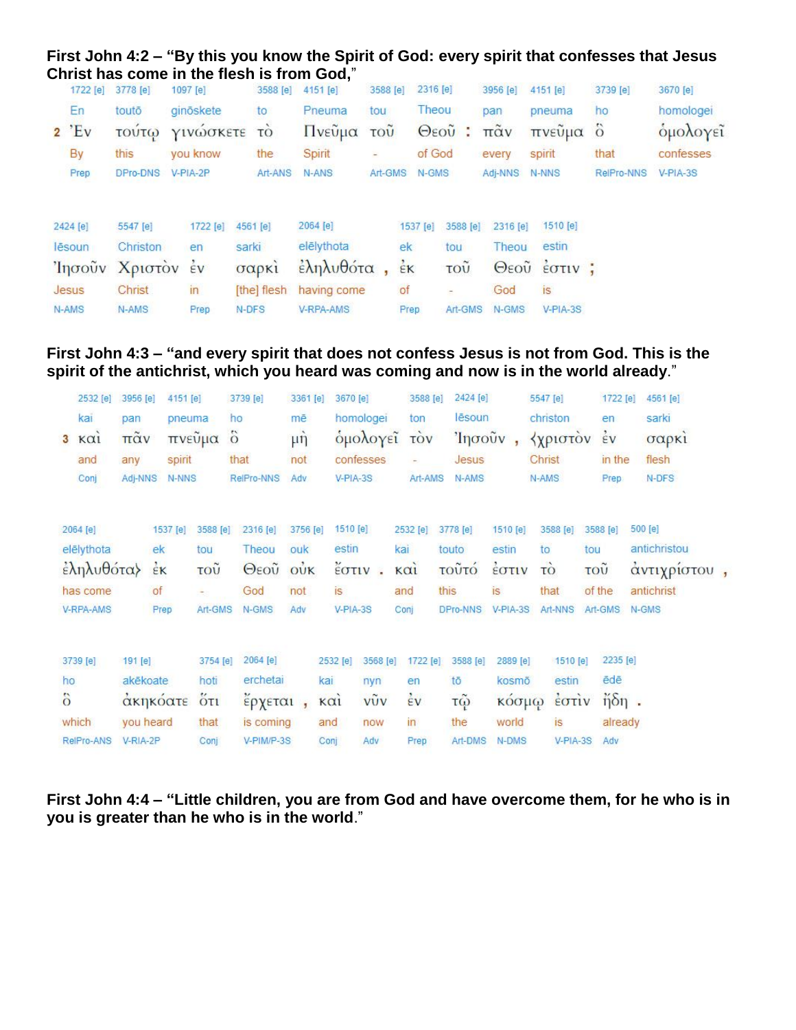**First John 4:2 – "By this you know the Spirit of God: every spirit that confesses that Jesus Christ has come in the flesh is from God,"**

| | 1722 [e] | 3778 [e] | 1097 [e] | 3588 [e] | 4151 [e] | 3588 [e] | 2316 [e] | | 3956 [e] | 4151 [e] | 3739 [e] | 3670 [e] |
|---|---|---|---|---|---|---|---|---|---|---|---|---|
| | En | toutō | ginōskete | to | Pneuma | tou | Theou | | pan | pneuma | ho | homologei |
| 2 | Ἐν | τούτῳ | γινώσκετε | τὸ | Πνεῦμα | τοῦ | Θεοῦ | : | πᾶν | πνεῦμα | ὃ | ὁμολογεῖ |
| | By | this | you know | the | Spirit | - | of God | | every | spirit | that | confesses |
| | Prep | DPro-DNS | V-PIA-2P | Art-ANS | N-ANS | Art-GMS | N-GMS | | Adj-NNS | N-NNS | RelPro-NNS | V-PIA-3S |

| 2424 [e] | 5547 [e] | 1722 [e] | 4561 [e] | 2064 [e] | | 1537 [e] | 3588 [e] | 2316 [e] | 1510 [e] | |
|---|---|---|---|---|---|---|---|---|---|---|
| Iēsoun | Christon | en | sarki | elēlythota | | ek | tou | Theou | estin | |
| Ἰησοῦν | Χριστὸν | ἐν | σαρκὶ | ἐληλυθότα | , | ἐκ | τοῦ | Θεοῦ | ἐστιν | ; |
| Jesus | Christ | in | [the] flesh | having come | | of | - | God | is | |
| N-AMS | N-AMS | Prep | N-DFS | V-RPA-AMS | | Prep | Art-GMS | N-GMS | V-PIA-3S | |

**First John 4:3 – "and every spirit that does not confess Jesus is not from God. This is the spirit of the antichrist, which you heard was coming and now is in the world already."**

| | 2532 [e] | 3956 [e] | 4151 [e] | 3739 [e] | 3361 [e] | 3670 [e] | 3588 [e] | 2424 [e] | | 5547 [e] | 1722 [e] | 4561 [e] |
|---|---|---|---|---|---|---|---|---|---|---|---|---|
| | kai | pan | pneuma | ho | mē | homologei | ton | Iēsoun | | christon | en | sarki |
| 3 | καὶ | πᾶν | πνεῦμα | ὃ | μὴ | ὁμολογεῖ | τὸν | Ἰησοῦν | , | ⧼χριστὸν | ἐν | σαρκὶ |
| | and | any | spirit | that | not | confesses | - | Jesus | | Christ | in the | flesh |
| | Conj | Adj-NNS | N-NNS | RelPro-NNS | Adv | V-PIA-3S | Art-AMS | N-AMS | | N-AMS | Prep | N-DFS |

| 2064 [e] | 1537 [e] | 3588 [e] | 2316 [e] | 3756 [e] | 1510 [e] | | 2532 [e] | 3778 [e] | 1510 [e] | 3588 [e] | 3588 [e] | 500 [e] | |
|---|---|---|---|---|---|---|---|---|---|---|---|---|---|
| elēlythota | ek | tou | Theou | ouk | estin | | kai | touto | estin | to | tou | antichristou | |
| ἐληλυθότα⧽ | ἐκ | τοῦ | Θεοῦ | οὐκ | ἔστιν | . | καὶ | τοῦτό | ἐστιν | τὸ | τοῦ | ἀντιχρίστου | , |
| has come | of | - | God | not | is | | and | this | is | that | of the | antichrist | |
| V-RPA-AMS | Prep | Art-GMS | N-GMS | Adv | V-PIA-3S | | Conj | DPro-NNS | V-PIA-3S | Art-NNS | Art-GMS | N-GMS | |

| 3739 [e] | 191 [e] | 3754 [e] | 2064 [e] | | 2532 [e] | 3568 [e] | 1722 [e] | 3588 [e] | 2889 [e] | 1510 [e] | 2235 [e] | |
|---|---|---|---|---|---|---|---|---|---|---|---|---|
| ho | akēkoate | hoti | erchetai | | kai | nyn | en | tō | kosmō | estin | ēdē | |
| ὃ | ἀκηκόατε | ὅτι | ἔρχεται | , | καὶ | νῦν | ἐν | τῷ | κόσμῳ | ἐστὶν | ἤδη | . |
| which | you heard | that | is coming | | and | now | in | the | world | is | already | |
| RelPro-ANS | V-RIA-2P | Conj | V-PIM/P-3S | | Conj | Adv | Prep | Art-DMS | N-DMS | V-PIA-3S | Adv | |

**First John 4:4 – "Little children, you are from God and have overcome them, for he who is in you is greater than he who is in the world."**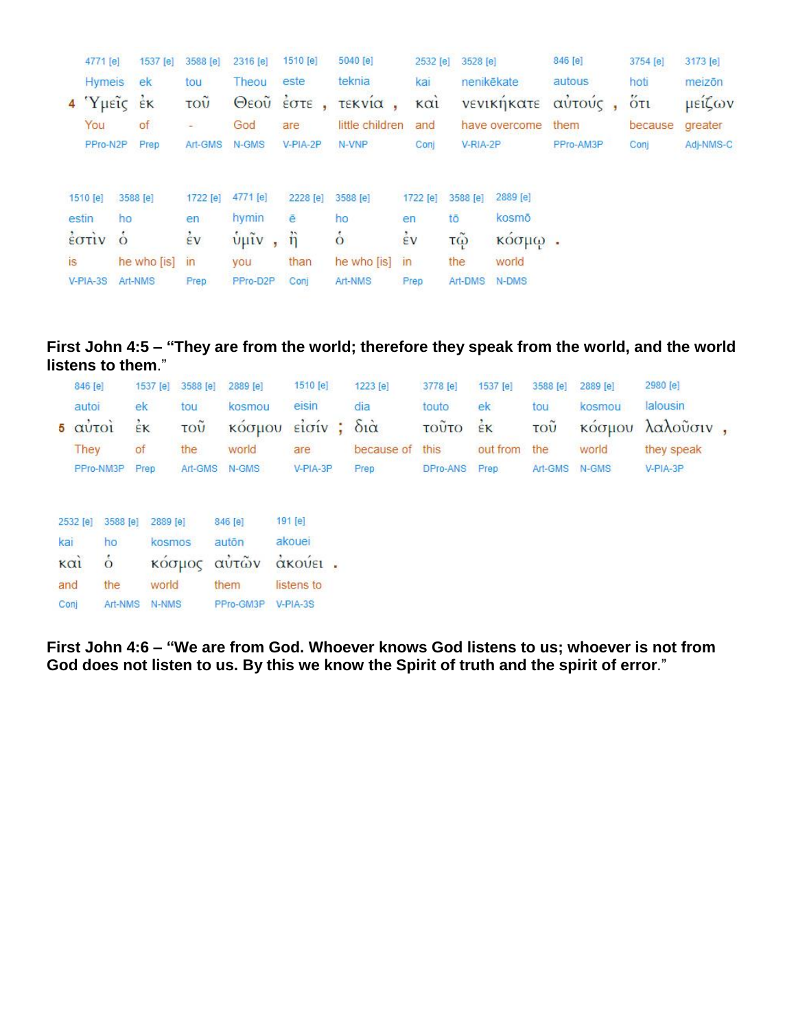| 4771 [e] | 1537 [e] | 3588 [e] | 2316 [e] | 1510 [e] | 5040 [e] | 2532 [e] | 3528 [e] | 846 [e] | 3754 [e] | 3173 [e] |
|---|---|---|---|---|---|---|---|---|---|---|
| Hymeis | ek | tou | Theou | este | teknia | kai | nenikēkate | autous | hoti | meizōn |
| 4 Ὑμεῖς | ἐκ | τοῦ | Θεοῦ | ἐστε , | τεκνία , | καὶ | νενικήκατε | αὐτούς , | ὅτι | μείζων |
| You | of | - | God | are | little children | and | have overcome | them | because | greater |
| PPro-N2P | Prep | Art-GMS | N-GMS | V-PIA-2P | N-VNP | Conj | V-RIA-2P | PPro-AM3P | Conj | Adj-NMS-C |

| 1510 [e] | 3588 [e] | 1722 [e] | 4771 [e] | 2228 [e] | 3588 [e] | 1722 [e] | 3588 [e] | 2889 [e] |
|---|---|---|---|---|---|---|---|---|
| estin | ho | en | hymin | ē | ho | en | tō | kosmō |
| ἐστὶν | ὁ | ἐν | ὑμῖν , | ἢ | ὁ | ἐν | τῷ | κόσμῳ . |
| is | he who [is] | in | you | than | he who [is] | in | the | world |
| V-PIA-3S | Art-NMS | Prep | PPro-D2P | Conj | Art-NMS | Prep | Art-DMS | N-DMS |

**First John 4:5 – "They are from the world; therefore they speak from the world, and the world listens to them."**

| 846 [e] | 1537 [e] | 3588 [e] | 2889 [e] | 1510 [e] | 1223 [e] | 3778 [e] | 1537 [e] | 3588 [e] | 2889 [e] | 2980 [e] |
|---|---|---|---|---|---|---|---|---|---|---|
| autoi | ek | tou | kosmou | eisin | dia | touto | ek | tou | kosmou | lalousin |
| 5 αὐτοὶ | ἐκ | τοῦ | κόσμου | εἰσίν ; | διὰ | τοῦτο | ἐκ | τοῦ | κόσμου | λαλοῦσιν , |
| They | of | the | world | are | because of | this | out from | the | world | they speak |
| PPro-NM3P | Prep | Art-GMS | N-GMS | V-PIA-3P | Prep | DPro-ANS | Prep | Art-GMS | N-GMS | V-PIA-3P |

| 2532 [e] | 3588 [e] | 2889 [e] | 846 [e] | 191 [e] |
|---|---|---|---|---|
| kai | ho | kosmos | autōn | akouei |
| καὶ | ὁ | κόσμος | αὐτῶν | ἀκούει . |
| and | the | world | them | listens to |
| Conj | Art-NMS | N-NMS | PPro-GM3P | V-PIA-3S |

**First John 4:6 – "We are from God. Whoever knows God listens to us; whoever is not from God does not listen to us. By this we know the Spirit of truth and the spirit of error."**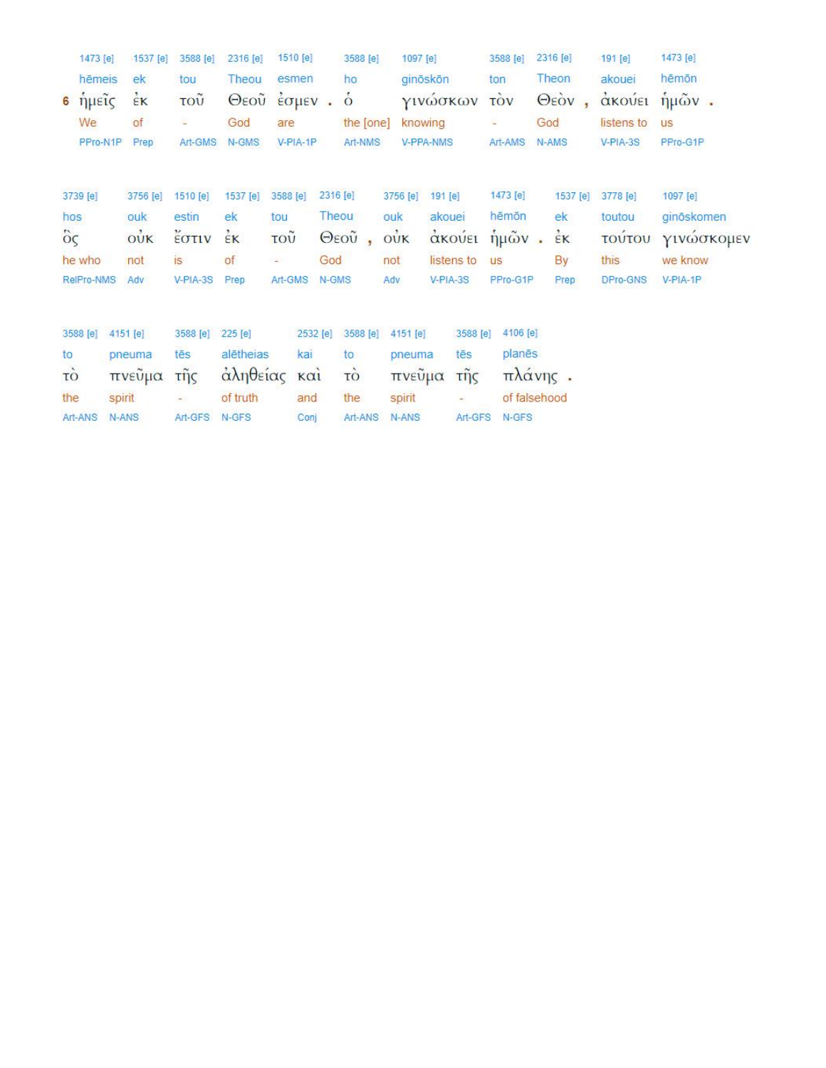| | | | | | | | | | | | |
|---|---|---|---|---|---|---|---|---|---|---|---|
| | 1473 [e] | 1537 [e] | 3588 [e] | 2316 [e] | 1510 [e] | 3588 [e] | 1097 [e] | 3588 [e] | 2316 [e] | 191 [e] | 1473 [e] |
| | hēmeis | ek | tou | Theou | esmen | ho | ginōskōn | ton | Theon | akouei | hēmōn |
| 6 | ἡμεῖς | ἐκ | τοῦ | Θεοῦ | ἐσμεν . | ὁ | γινώσκων | τὸν | Θεὸν , | ἀκούει | ἡμῶν . |
| | We | of | - | God | are | the [one] | knowing | - | God | listens to | us |
| | PPro-N1P | Prep | Art-GMS | N-GMS | V-PIA-1P | Art-NMS | V-PPA-NMS | Art-AMS | N-AMS | V-PIA-3S | PPro-G1P |

| | | | | | | | | | | | |
|---|---|---|---|---|---|---|---|---|---|---|---|
| 3739 [e] | 3756 [e] | 1510 [e] | 1537 [e] | 3588 [e] | 2316 [e] | 3756 [e] | 191 [e] | 1473 [e] | 1537 [e] | 3778 [e] | 1097 [e] |
| hos | ouk | estin | ek | tou | Theou | ouk | akouei | hēmōn | ek | toutou | ginōskomen |
| ὃς | οὐκ | ἔστιν | ἐκ | τοῦ | Θεοῦ , | οὐκ | ἀκούει | ἡμῶν . | ἐκ | τούτου | γινώσκομεν |
| he who | not | is | of | - | God | not | listens to | us | By | this | we know |
| RelPro-NMS | Adv | V-PIA-3S | Prep | Art-GMS | N-GMS | Adv | V-PIA-3S | PPro-G1P | Prep | DPro-GNS | V-PIA-1P |

| | | | | | | | | |
|---|---|---|---|---|---|---|---|---|
| 3588 [e] | 4151 [e] | 3588 [e] | 225 [e] | 2532 [e] | 3588 [e] | 4151 [e] | 3588 [e] | 4106 [e] |
| to | pneuma | tēs | alētheias | kai | to | pneuma | tēs | planēs |
| τὸ | πνεῦμα | τῆς | ἀληθείας | καὶ | τὸ | πνεῦμα | τῆς | πλάνης . |
| the | spirit | - | of truth | and | the | spirit | - | of falsehood |
| Art-ANS | N-ANS | Art-GFS | N-GFS | Conj | Art-ANS | N-ANS | Art-GFS | N-GFS |